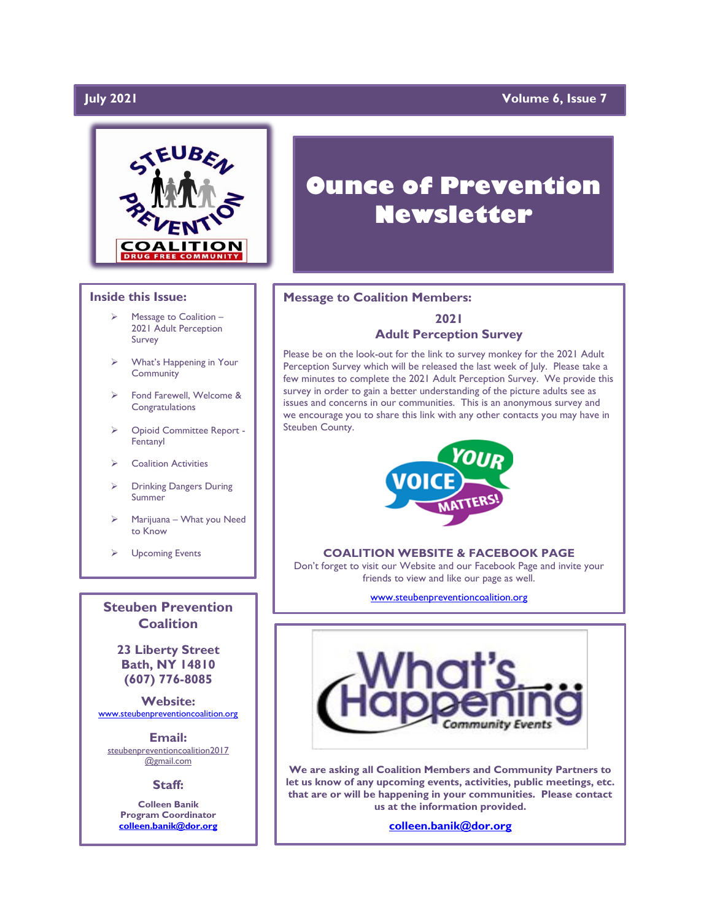July 2021 — Volume 6, Issue 7

# Ounce of Prevention Newsletter

## Inside this Issue:

- Message to Coalition – 2021 Adult Perception Survey
- What's Happening in Your Community
- Fond Farewell, Welcome & Congratulations
- Opioid Committee Report - Fentanyl
- Coalition Activities
- Drinking Dangers During Summer
- Marijuana – What you Need to Know
- Upcoming Events

## Message to Coalition Members:

### 2021 Adult Perception Survey

Please be on the look-out for the link to survey monkey for the 2021 Adult Perception Survey which will be released the last week of July. Please take a few minutes to complete the 2021 Adult Perception Survey. We provide this survey in order to gain a better understanding of the picture adults see as issues and concerns in our communities. This is an anonymous survey and we encourage you to share this link with any other contacts you may have in Steuben County.

YOUR VOICE MATTERS!

### COALITION WEBSITE & FACEBOOK PAGE

Don't forget to visit our Website and our Facebook Page and invite your friends to view and like our page as well.

www.steubenpreventioncoalition.org

## What's Happening Community Events

**We are asking all Coalition Members and Community Partners to let us know of any upcoming events, activities, public meetings, etc. that are or will be happening in your communities. Please contact us at the information provided.**

**colleen.banik@dor.org**

## Steuben Prevention Coalition

**23 Liberty Street**
**Bath, NY 14810**
**(607) 776-8085**

**Website:**
www.steubenpreventioncoalition.org

**Email:**
steubenpreventioncoalition2017@gmail.com

**Staff:**

**Colleen Banik**
**Program Coordinator**
**colleen.banik@dor.org**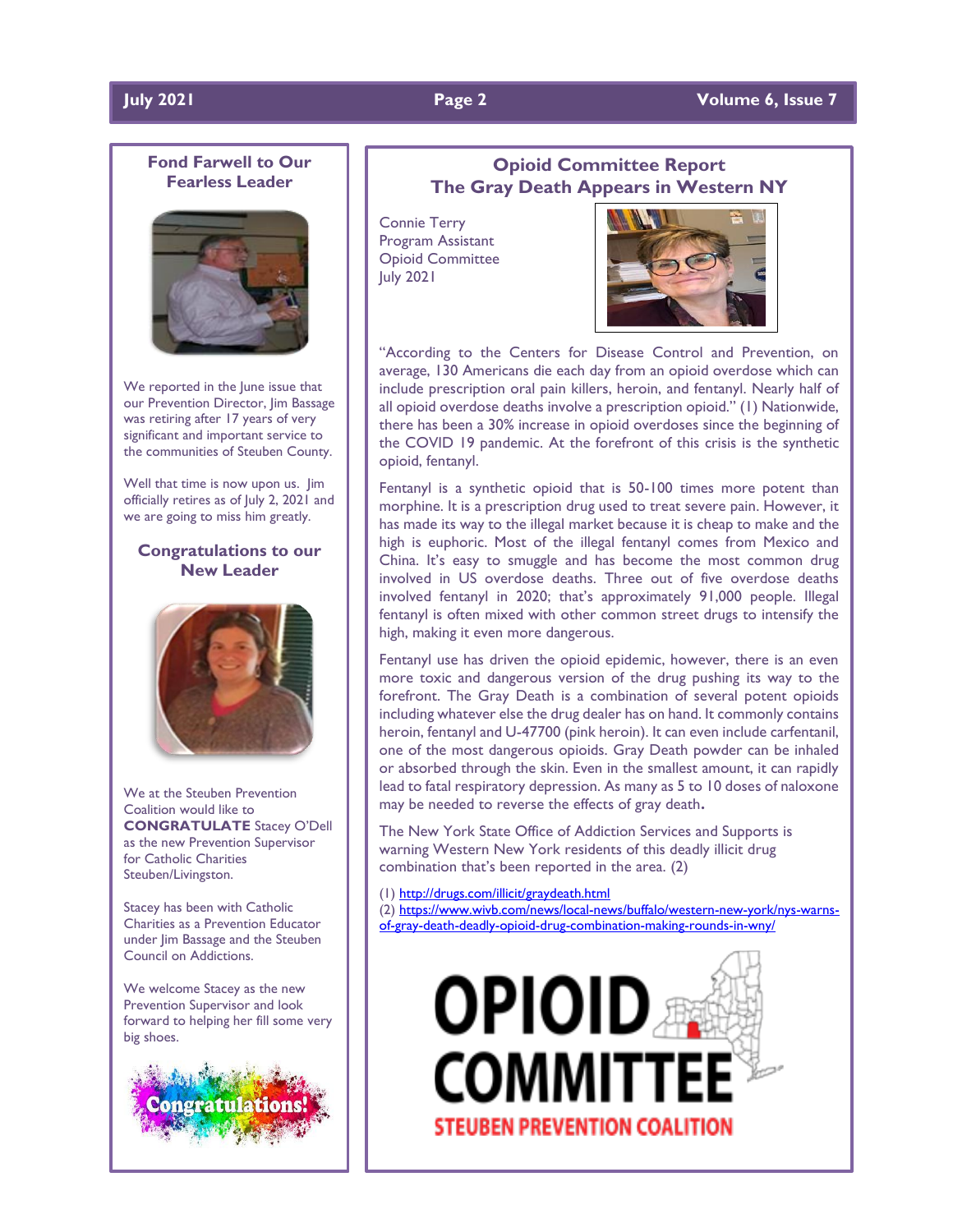## Fond Farwell to Our Fearless Leader

We reported in the June issue that our Prevention Director, Jim Bassage was retiring after 17 years of very significant and important service to the communities of Steuben County.

Well that time is now upon us. Jim officially retires as of July 2, 2021 and we are going to miss him greatly.

## Congratulations to our New Leader

We at the Steuben Prevention Coalition would like to **CONGRATULATE** Stacey O'Dell as the new Prevention Supervisor for Catholic Charities Steuben/Livingston.

Stacey has been with Catholic Charities as a Prevention Educator under Jim Bassage and the Steuben Council on Addictions.

We welcome Stacey as the new Prevention Supervisor and look forward to helping her fill some very big shoes.

## Opioid Committee Report
## The Gray Death Appears in Western NY

Connie Terry
Program Assistant
Opioid Committee
July 2021

"According to the Centers for Disease Control and Prevention, on average, 130 Americans die each day from an opioid overdose which can include prescription oral pain killers, heroin, and fentanyl. Nearly half of all opioid overdose deaths involve a prescription opioid." (1) Nationwide, there has been a 30% increase in opioid overdoses since the beginning of the COVID 19 pandemic. At the forefront of this crisis is the synthetic opioid, fentanyl.

Fentanyl is a synthetic opioid that is 50-100 times more potent than morphine. It is a prescription drug used to treat severe pain. However, it has made its way to the illegal market because it is cheap to make and the high is euphoric. Most of the illegal fentanyl comes from Mexico and China. It's easy to smuggle and has become the most common drug involved in US overdose deaths. Three out of five overdose deaths involved fentanyl in 2020; that's approximately 91,000 people. Illegal fentanyl is often mixed with other common street drugs to intensify the high, making it even more dangerous.

Fentanyl use has driven the opioid epidemic, however, there is an even more toxic and dangerous version of the drug pushing its way to the forefront. The Gray Death is a combination of several potent opioids including whatever else the drug dealer has on hand. It commonly contains heroin, fentanyl and U-47700 (pink heroin). It can even include carfentanil, one of the most dangerous opioids. Gray Death powder can be inhaled or absorbed through the skin. Even in the smallest amount, it can rapidly lead to fatal respiratory depression. As many as 5 to 10 doses of naloxone may be needed to reverse the effects of gray death**.**

The New York State Office of Addiction Services and Supports is warning Western New York residents of this deadly illicit drug combination that's been reported in the area. (2)

(1) http://drugs.com/illicit/graydeath.html
(2) https://www.wivb.com/news/local-news/buffalo/western-new-york/nys-warns-of-gray-death-deadly-opioid-drug-combination-making-rounds-in-wny/

OPIOID COMMITTEE
STEUBEN PREVENTION COALITION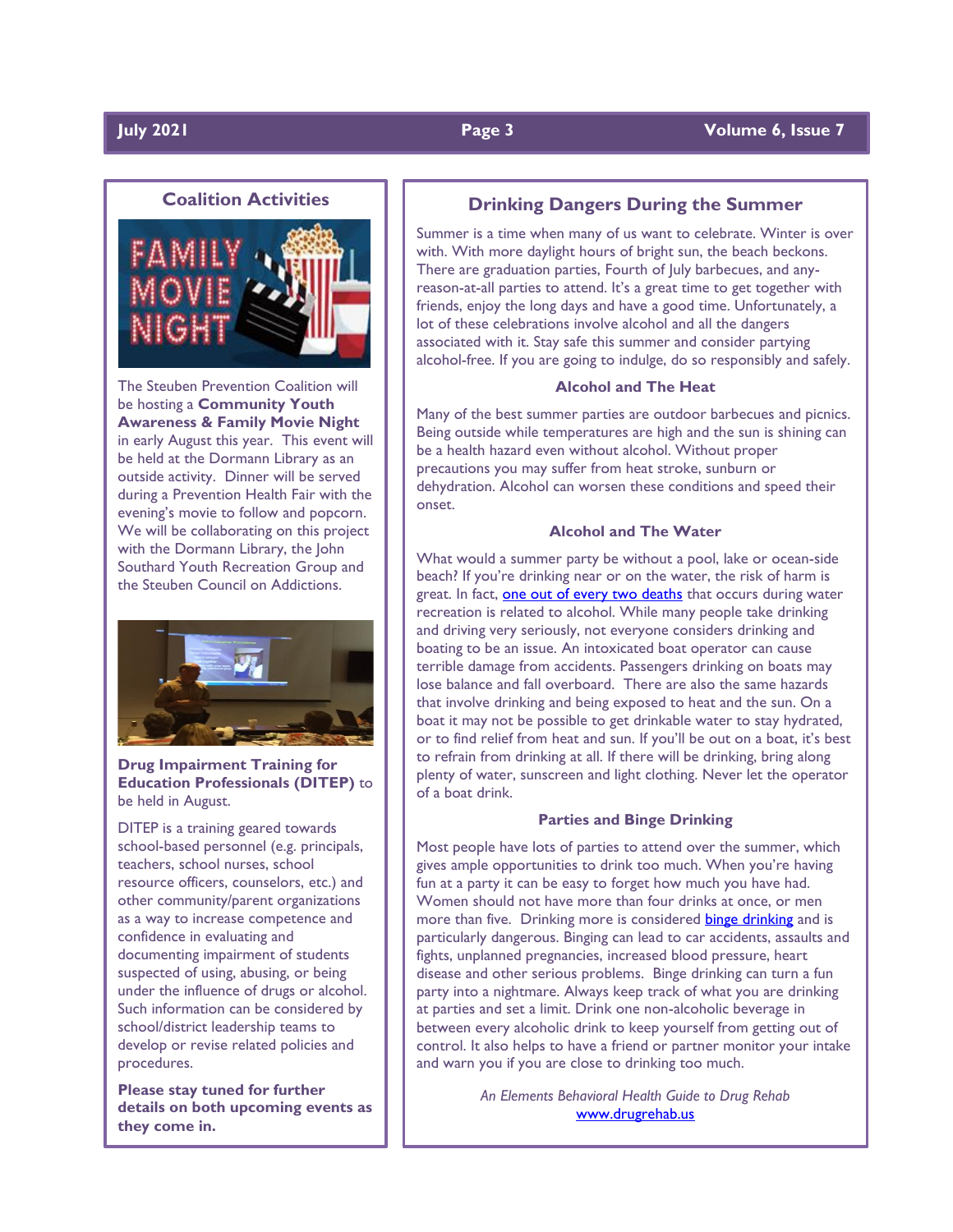## Coalition Activities

The Steuben Prevention Coalition will be hosting a **Community Youth Awareness & Family Movie Night** in early August this year. This event will be held at the Dormann Library as an outside activity. Dinner will be served during a Prevention Health Fair with the evening's movie to follow and popcorn. We will be collaborating on this project with the Dormann Library, the John Southard Youth Recreation Group and the Steuben Council on Addictions.

**Drug Impairment Training for Education Professionals (DITEP)** to be held in August.

DITEP is a training geared towards school-based personnel (e.g. principals, teachers, school nurses, school resource officers, counselors, etc.) and other community/parent organizations as a way to increase competence and confidence in evaluating and documenting impairment of students suspected of using, abusing, or being under the influence of drugs or alcohol. Such information can be considered by school/district leadership teams to develop or revise related policies and procedures.

**Please stay tuned for further details on both upcoming events as they come in.**

## Drinking Dangers During the Summer

Summer is a time when many of us want to celebrate. Winter is over with. With more daylight hours of bright sun, the beach beckons. There are graduation parties, Fourth of July barbecues, and any-reason-at-all parties to attend. It's a great time to get together with friends, enjoy the long days and have a good time. Unfortunately, a lot of these celebrations involve alcohol and all the dangers associated with it. Stay safe this summer and consider partying alcohol-free. If you are going to indulge, do so responsibly and safely.

### Alcohol and The Heat

Many of the best summer parties are outdoor barbecues and picnics. Being outside while temperatures are high and the sun is shining can be a health hazard even without alcohol. Without proper precautions you may suffer from heat stroke, sunburn or dehydration. Alcohol can worsen these conditions and speed their onset.

### Alcohol and The Water

What would a summer party be without a pool, lake or ocean-side beach? If you're drinking near or on the water, the risk of harm is great. In fact, one out of every two deaths that occurs during water recreation is related to alcohol. While many people take drinking and driving very seriously, not everyone considers drinking and boating to be an issue. An intoxicated boat operator can cause terrible damage from accidents. Passengers drinking on boats may lose balance and fall overboard. There are also the same hazards that involve drinking and being exposed to heat and the sun. On a boat it may not be possible to get drinkable water to stay hydrated, or to find relief from heat and sun. If you'll be out on a boat, it's best to refrain from drinking at all. If there will be drinking, bring along plenty of water, sunscreen and light clothing. Never let the operator of a boat drink.

### Parties and Binge Drinking

Most people have lots of parties to attend over the summer, which gives ample opportunities to drink too much. When you're having fun at a party it can be easy to forget how much you have had. Women should not have more than four drinks at once, or men more than five. Drinking more is considered binge drinking and is particularly dangerous. Binging can lead to car accidents, assaults and fights, unplanned pregnancies, increased blood pressure, heart disease and other serious problems. Binge drinking can turn a fun party into a nightmare. Always keep track of what you are drinking at parties and set a limit. Drink one non-alcoholic beverage in between every alcoholic drink to keep yourself from getting out of control. It also helps to have a friend or partner monitor your intake and warn you if you are close to drinking too much.

*An Elements Behavioral Health Guide to Drug Rehab*
www.drugrehab.us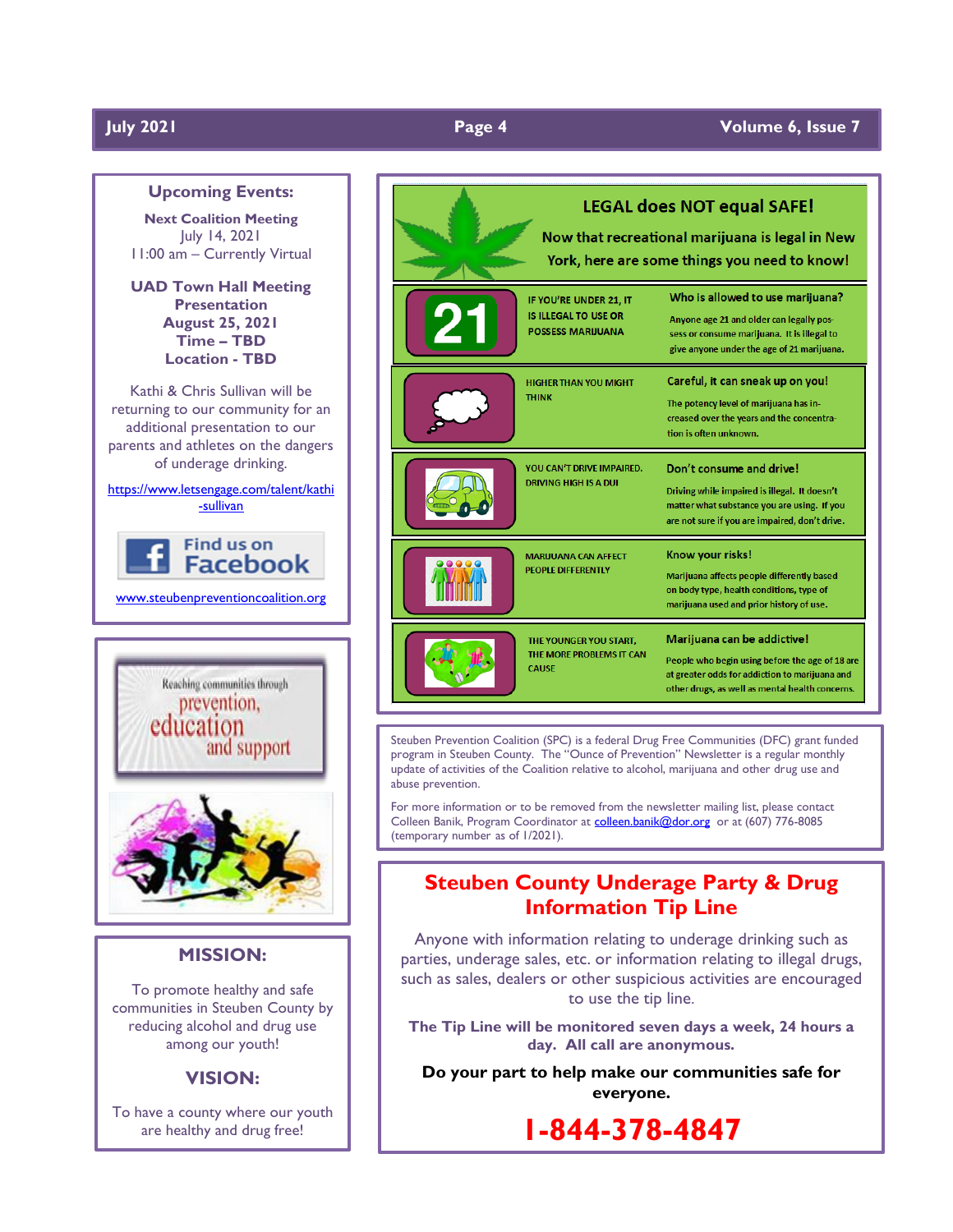## Upcoming Events:

**Next Coalition Meeting**
July 14, 2021
11:00 am – Currently Virtual

**UAD Town Hall Meeting Presentation**
**August 25, 2021**
**Time – TBD**
**Location - TBD**

Kathi & Chris Sullivan will be returning to our community for an additional presentation to our parents and athletes on the dangers of underage drinking.

https://www.letsengage.com/talent/kathi-sullivan

Find us on Facebook

www.steubenpreventioncoalition.org

Reaching communities through prevention, education and support

## MISSION:

To promote healthy and safe communities in Steuben County by reducing alcohol and drug use among our youth!

## VISION:

To have a county where our youth are healthy and drug free!

## LEGAL does NOT equal SAFE!

Now that recreational marijuana is legal in New York, here are some things you need to know!

21

IF YOU'RE UNDER 21, IT IS ILLEGAL TO USE OR POSSESS MARIJUANA

**Who is allowed to use marijuana?**

Anyone age 21 and older can legally possess or consume marijuana. It is illegal to give anyone under the age of 21 marijuana.

HIGHER THAN YOU MIGHT THINK

**Careful, it can sneak up on you!**

The potency level of marijuana has increased over the years and the concentration is often unknown.

YOU CAN'T DRIVE IMPAIRED. DRIVING HIGH IS A DUI

**Don't consume and drive!**

Driving while impaired is illegal. It doesn't matter what substance you are using. If you are not sure if you are impaired, don't drive.

MARIJUANA CAN AFFECT PEOPLE DIFFERENTLY

**Know your risks!**

Marijuana affects people differently based on body type, health conditions, type of marijuana used and prior history of use.

THE YOUNGER YOU START, THE MORE PROBLEMS IT CAN CAUSE

**Marijuana can be addictive!**

People who begin using before the age of 18 are at greater odds for addiction to marijuana and other drugs, as well as mental health concerns.

Steuben Prevention Coalition (SPC) is a federal Drug Free Communities (DFC) grant funded program in Steuben County. The "Ounce of Prevention" Newsletter is a regular monthly update of activities of the Coalition relative to alcohol, marijuana and other drug use and abuse prevention.

For more information or to be removed from the newsletter mailing list, please contact Colleen Banik, Program Coordinator at colleen.banik@dor.org or at (607) 776-8085 (temporary number as of 1/2021).

## Steuben County Underage Party & Drug Information Tip Line

Anyone with information relating to underage drinking such as parties, underage sales, etc. or information relating to illegal drugs, such as sales, dealers or other suspicious activities are encouraged to use the tip line.

**The Tip Line will be monitored seven days a week, 24 hours a day. All call are anonymous.**

**Do your part to help make our communities safe for everyone.**

**1-844-378-4847**